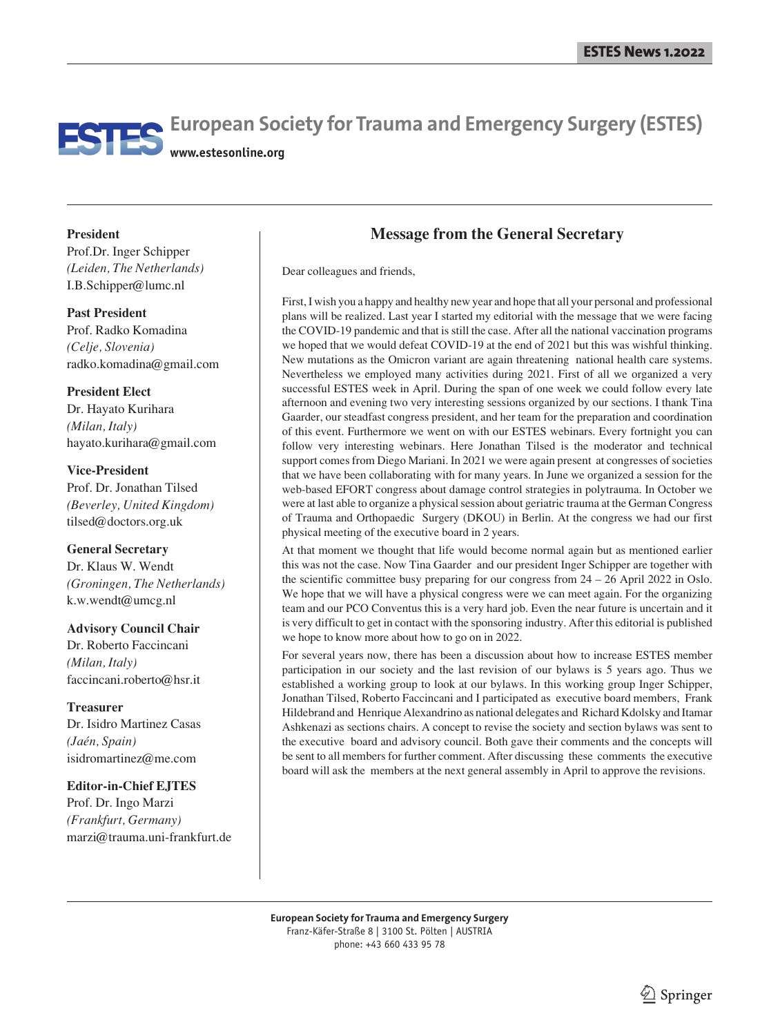# European Society for Trauma and Emergency Surgery (ESTES)

**www.estesonline.org**

**President**
Prof.Dr. Inger Schipper
*(Leiden, The Netherlands)*
I.B.Schipper@lumc.nl

**Past President**
Prof. Radko Komadina
*(Celje, Slovenia)*
radko.komadina@gmail.com

**President Elect**
Dr. Hayato Kurihara
*(Milan, Italy)*
hayato.kurihara@gmail.com

**Vice-President**
Prof. Dr. Jonathan Tilsed
*(Beverley, United Kingdom)*
tilsed@doctors.org.uk

**General Secretary**
Dr. Klaus W. Wendt
*(Groningen, The Netherlands)*
k.w.wendt@umcg.nl

**Advisory Council Chair**
Dr. Roberto Faccincani
*(Milan, Italy)*
faccincani.roberto@hsr.it

**Treasurer**
Dr. Isidro Martinez Casas
*(Jaén, Spain)*
isidromartinez@me.com

**Editor-in-Chief EJTES**
Prof. Dr. Ingo Marzi
*(Frankfurt, Germany)*
marzi@trauma.uni-frankfurt.de

## Message from the General Secretary

Dear colleagues and friends,

First, I wish you a happy and healthy new year and hope that all your personal and professional plans will be realized. Last year I started my editorial with the message that we were facing the COVID-19 pandemic and that is still the case. After all the national vaccination programs we hoped that we would defeat COVID-19 at the end of 2021 but this was wishful thinking. New mutations as the Omicron variant are again threatening national health care systems. Nevertheless we employed many activities during 2021. First of all we organized a very successful ESTES week in April. During the span of one week we could follow every late afternoon and evening two very interesting sessions organized by our sections. I thank Tina Gaarder, our steadfast congress president, and her team for the preparation and coordination of this event. Furthermore we went on with our ESTES webinars. Every fortnight you can follow very interesting webinars. Here Jonathan Tilsed is the moderator and technical support comes from Diego Mariani. In 2021 we were again present at congresses of societies that we have been collaborating with for many years. In June we organized a session for the web-based EFORT congress about damage control strategies in polytrauma. In October we were at last able to organize a physical session about geriatric trauma at the German Congress of Trauma and Orthopaedic Surgery (DKOU) in Berlin. At the congress we had our first physical meeting of the executive board in 2 years.

At that moment we thought that life would become normal again but as mentioned earlier this was not the case. Now Tina Gaarder and our president Inger Schipper are together with the scientific committee busy preparing for our congress from 24 – 26 April 2022 in Oslo. We hope that we will have a physical congress were we can meet again. For the organizing team and our PCO Conventus this is a very hard job. Even the near future is uncertain and it is very difficult to get in contact with the sponsoring industry. After this editorial is published we hope to know more about how to go on in 2022.

For several years now, there has been a discussion about how to increase ESTES member participation in our society and the last revision of our bylaws is 5 years ago. Thus we established a working group to look at our bylaws. In this working group Inger Schipper, Jonathan Tilsed, Roberto Faccincani and I participated as executive board members, Frank Hildebrand and Henrique Alexandrino as national delegates and Richard Kdolsky and Itamar Ashkenazi as sections chairs. A concept to revise the society and section bylaws was sent to the executive board and advisory council. Both gave their comments and the concepts will be sent to all members for further comment. After discussing these comments the executive board will ask the members at the next general assembly in April to approve the revisions.

**European Society for Trauma and Emergency Surgery**
Franz-Käfer-Straße 8 | 3100 St. Pölten | AUSTRIA
phone: +43 660 433 95 78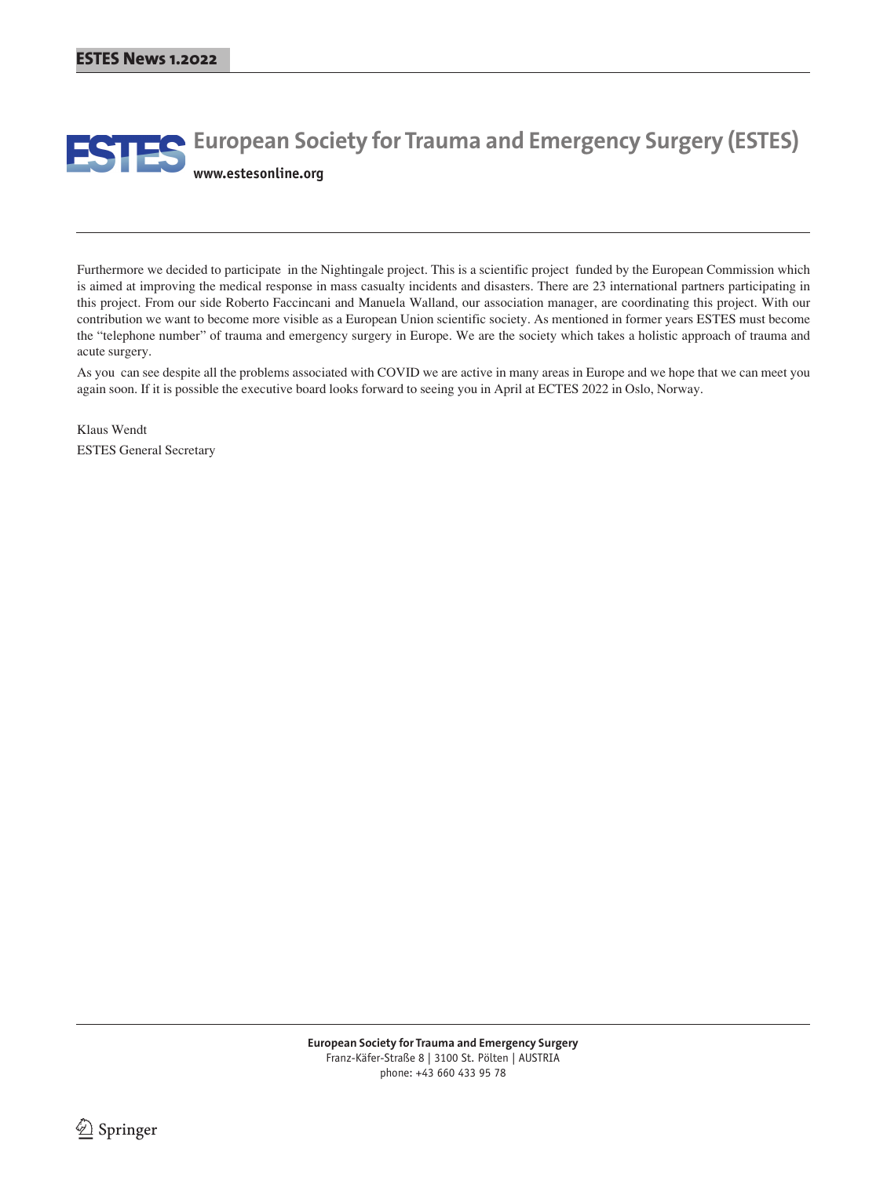# European Society for Trauma and Emergency Surgery (ESTES)

**www.estesonline.org**

Furthermore we decided to participate in the Nightingale project. This is a scientific project funded by the European Commission which is aimed at improving the medical response in mass casualty incidents and disasters. There are 23 international partners participating in this project. From our side Roberto Faccincani and Manuela Walland, our association manager, are coordinating this project. With our contribution we want to become more visible as a European Union scientific society. As mentioned in former years ESTES must become the "telephone number" of trauma and emergency surgery in Europe. We are the society which takes a holistic approach of trauma and acute surgery.

As you can see despite all the problems associated with COVID we are active in many areas in Europe and we hope that we can meet you again soon. If it is possible the executive board looks forward to seeing you in April at ECTES 2022 in Oslo, Norway.

Klaus Wendt
ESTES General Secretary

**European Society for Trauma and Emergency Surgery**
Franz-Käfer-Straße 8 | 3100 St. Pölten | AUSTRIA
phone: +43 660 433 95 78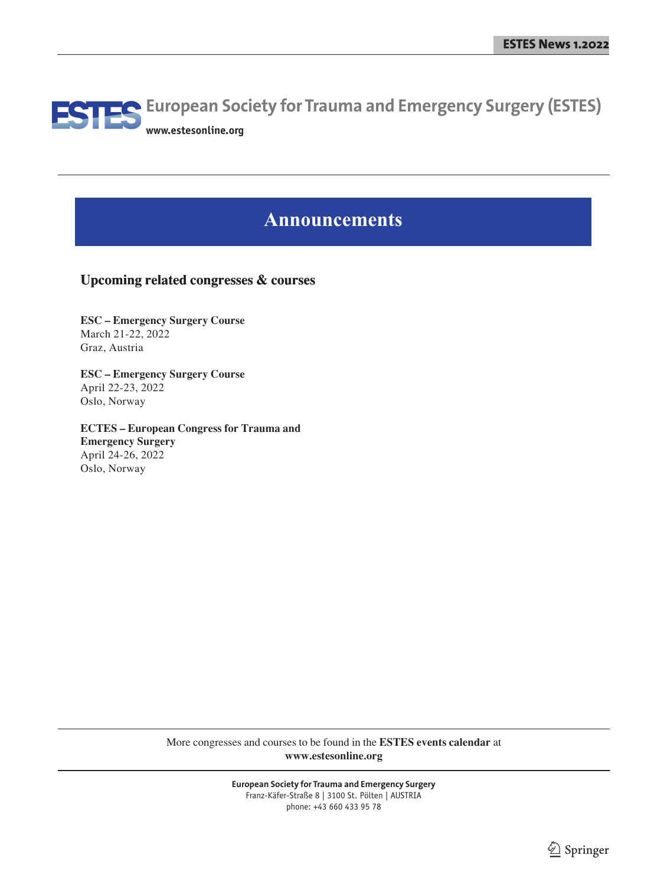# European Society for Trauma and Emergency Surgery (ESTES)

www.estesonline.org

## Announcements

### Upcoming related congresses & courses

**ESC – Emergency Surgery Course**
March 21-22, 2022
Graz, Austria

**ESC – Emergency Surgery Course**
April 22-23, 2022
Oslo, Norway

**ECTES – European Congress for Trauma and Emergency Surgery**
April 24-26, 2022
Oslo, Norway

More congresses and courses to be found in the **ESTES events calendar** at **www.estesonline.org**

**European Society for Trauma and Emergency Surgery**
Franz-Käfer-Straße 8 | 3100 St. Pölten | AUSTRIA
phone: +43 660 433 95 78